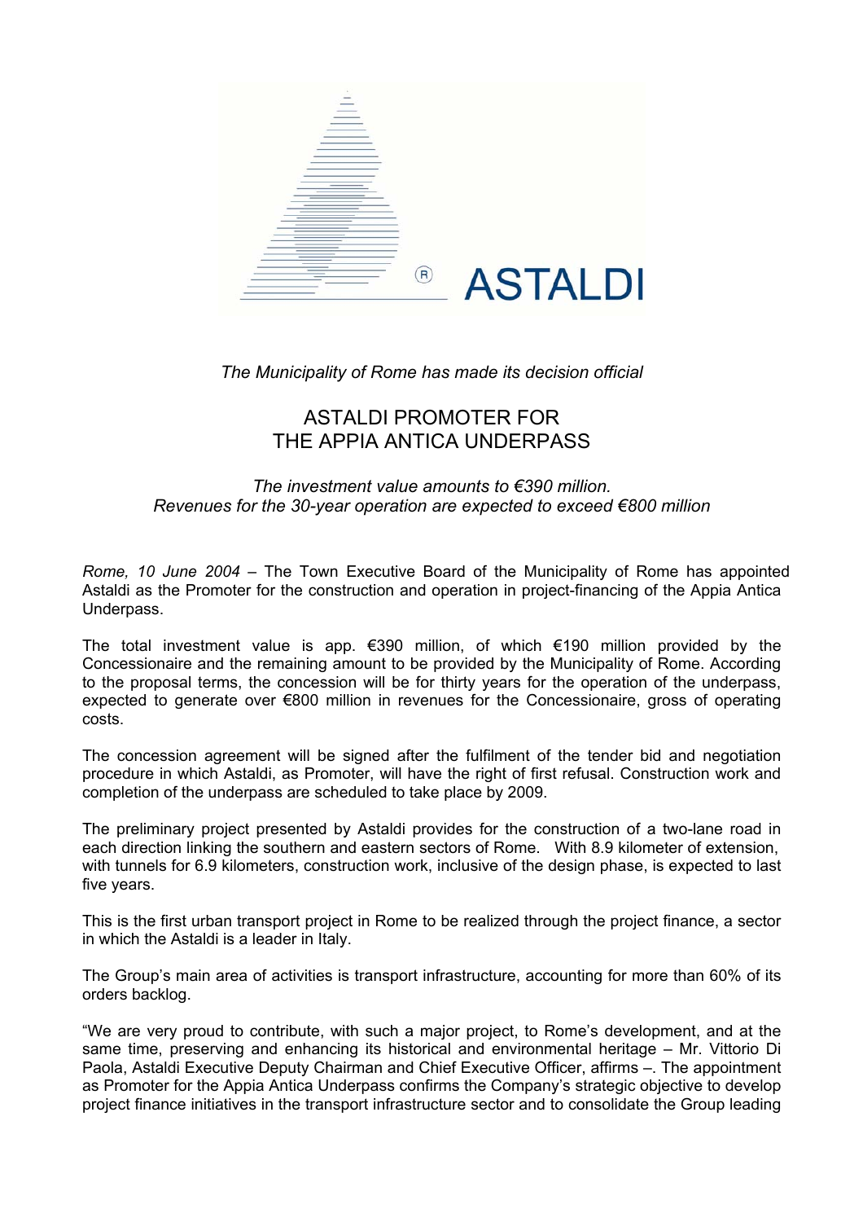ASTALDI

*The Municipality of Rome has made its decision official*

# ASTALDI PROMOTER FOR THE APPIA ANTICA UNDERPASS

*The investment value amounts to €390 million.*
*Revenues for the 30-year operation are expected to exceed €800 million*

*Rome, 10 June 2004* – The Town Executive Board of the Municipality of Rome has appointed Astaldi as the Promoter for the construction and operation in project-financing of the Appia Antica Underpass.

The total investment value is app. €390 million, of which €190 million provided by the Concessionaire and the remaining amount to be provided by the Municipality of Rome. According to the proposal terms, the concession will be for thirty years for the operation of the underpass, expected to generate over €800 million in revenues for the Concessionaire, gross of operating costs.

The concession agreement will be signed after the fulfilment of the tender bid and negotiation procedure in which Astaldi, as Promoter, will have the right of first refusal. Construction work and completion of the underpass are scheduled to take place by 2009.

The preliminary project presented by Astaldi provides for the construction of a two-lane road in each direction linking the southern and eastern sectors of Rome. With 8.9 kilometer of extension, with tunnels for 6.9 kilometers, construction work, inclusive of the design phase, is expected to last five years.

This is the first urban transport project in Rome to be realized through the project finance, a sector in which the Astaldi is a leader in Italy.

The Group's main area of activities is transport infrastructure, accounting for more than 60% of its orders backlog.

"We are very proud to contribute, with such a major project, to Rome's development, and at the same time, preserving and enhancing its historical and environmental heritage – Mr. Vittorio Di Paola, Astaldi Executive Deputy Chairman and Chief Executive Officer, affirms –. The appointment as Promoter for the Appia Antica Underpass confirms the Company's strategic objective to develop project finance initiatives in the transport infrastructure sector and to consolidate the Group leading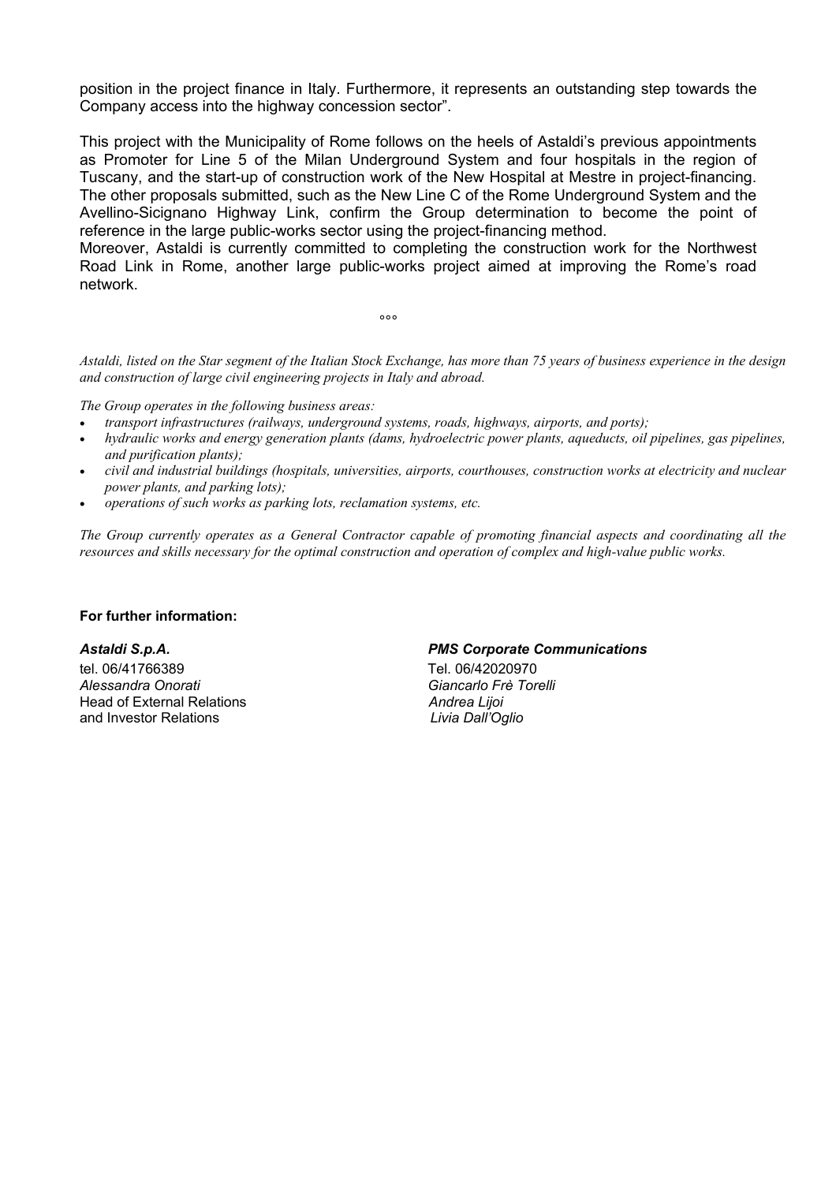position in the project finance in Italy. Furthermore, it represents an outstanding step towards the Company access into the highway concession sector".

This project with the Municipality of Rome follows on the heels of Astaldi's previous appointments as Promoter for Line 5 of the Milan Underground System and four hospitals in the region of Tuscany, and the start-up of construction work of the New Hospital at Mestre in project-financing. The other proposals submitted, such as the New Line C of the Rome Underground System and the Avellino-Sicignano Highway Link, confirm the Group determination to become the point of reference in the large public-works sector using the project-financing method.
Moreover, Astaldi is currently committed to completing the construction work for the Northwest Road Link in Rome, another large public-works project aimed at improving the Rome's road network.

°°°

*Astaldi, listed on the Star segment of the Italian Stock Exchange, has more than 75 years of business experience in the design and construction of large civil engineering projects in Italy and abroad.*

*The Group operates in the following business areas:*

- *transport infrastructures (railways, underground systems, roads, highways, airports, and ports);*
- *hydraulic works and energy generation plants (dams, hydroelectric power plants, aqueducts, oil pipelines, gas pipelines, and purification plants);*
- *civil and industrial buildings (hospitals, universities, airports, courthouses, construction works at electricity and nuclear power plants, and parking lots);*
- *operations of such works as parking lots, reclamation systems, etc.*

*The Group currently operates as a General Contractor capable of promoting financial aspects and coordinating all the resources and skills necessary for the optimal construction and operation of complex and high-value public works.*

**For further information:**

***Astaldi S.p.A.***
tel. 06/41766389
*Alessandra Onorati*
Head of External Relations
and Investor Relations

***PMS Corporate Communications***
Tel. 06/42020970
*Giancarlo Frè Torelli*
*Andrea Lijoi*
*Livia Dall'Oglio*